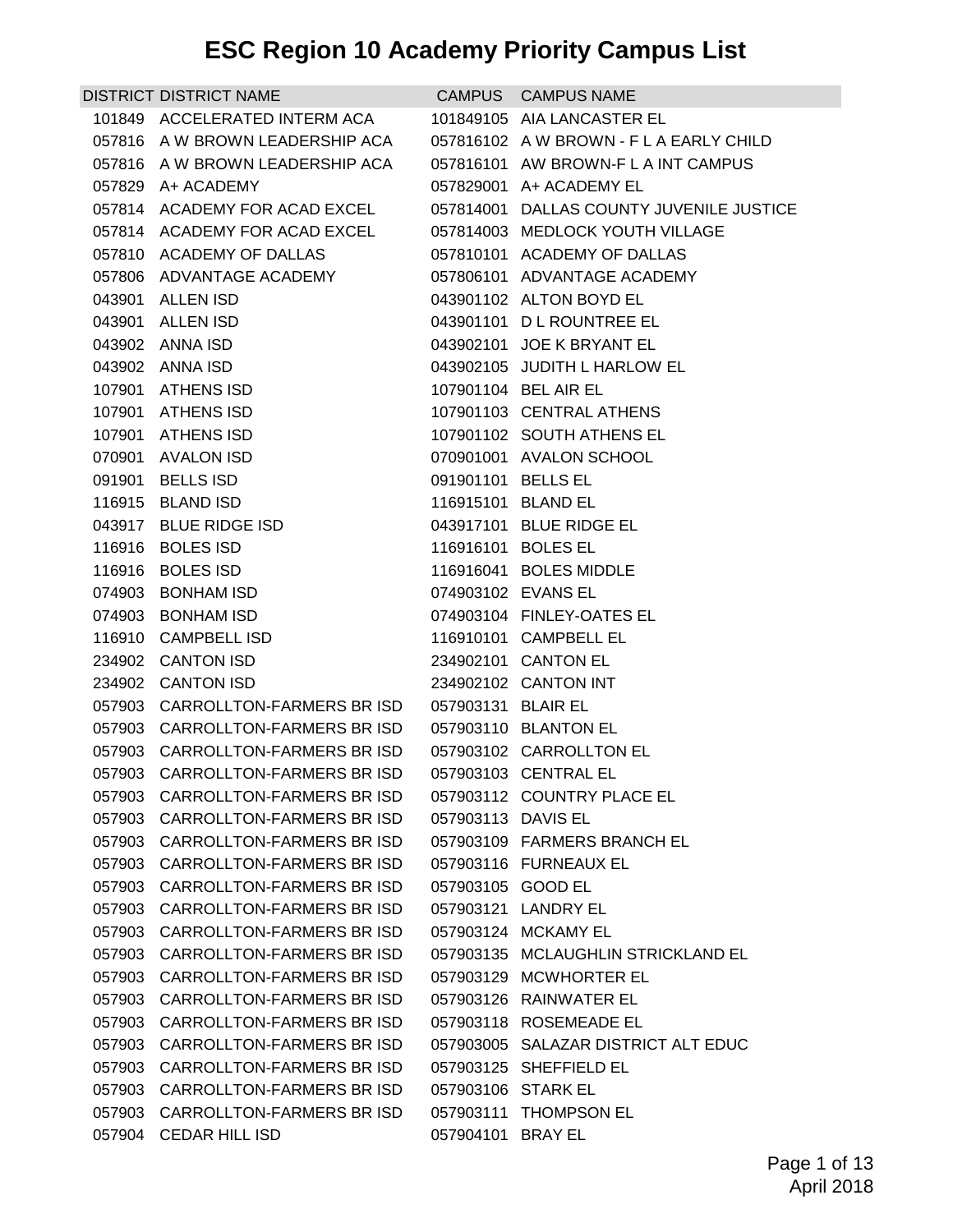# ESC Region 10 Academy Priority Campus List

| DISTRICT | DISTRICT NAME | CAMPUS | CAMPUS NAME |
|---|---|---|---|
| 101849 | ACCELERATED INTERM ACA | 101849105 | AIA LANCASTER EL |
| 057816 | A W BROWN LEADERSHIP ACA | 057816102 | A W BROWN - F L A EARLY CHILD |
| 057816 | A W BROWN LEADERSHIP ACA | 057816101 | AW BROWN-F L A INT CAMPUS |
| 057829 | A+ ACADEMY | 057829001 | A+ ACADEMY EL |
| 057814 | ACADEMY FOR ACAD EXCEL | 057814001 | DALLAS COUNTY JUVENILE JUSTICE |
| 057814 | ACADEMY FOR ACAD EXCEL | 057814003 | MEDLOCK YOUTH VILLAGE |
| 057810 | ACADEMY OF DALLAS | 057810101 | ACADEMY OF DALLAS |
| 057806 | ADVANTAGE ACADEMY | 057806101 | ADVANTAGE ACADEMY |
| 043901 | ALLEN ISD | 043901102 | ALTON BOYD EL |
| 043901 | ALLEN ISD | 043901101 | D L ROUNTREE EL |
| 043902 | ANNA ISD | 043902101 | JOE K BRYANT EL |
| 043902 | ANNA ISD | 043902105 | JUDITH L HARLOW EL |
| 107901 | ATHENS ISD | 107901104 | BEL AIR EL |
| 107901 | ATHENS ISD | 107901103 | CENTRAL ATHENS |
| 107901 | ATHENS ISD | 107901102 | SOUTH ATHENS EL |
| 070901 | AVALON ISD | 070901001 | AVALON SCHOOL |
| 091901 | BELLS ISD | 091901101 | BELLS EL |
| 116915 | BLAND ISD | 116915101 | BLAND EL |
| 043917 | BLUE RIDGE ISD | 043917101 | BLUE RIDGE EL |
| 116916 | BOLES ISD | 116916101 | BOLES EL |
| 116916 | BOLES ISD | 116916041 | BOLES MIDDLE |
| 074903 | BONHAM ISD | 074903102 | EVANS EL |
| 074903 | BONHAM ISD | 074903104 | FINLEY-OATES EL |
| 116910 | CAMPBELL ISD | 116910101 | CAMPBELL EL |
| 234902 | CANTON ISD | 234902101 | CANTON EL |
| 234902 | CANTON ISD | 234902102 | CANTON INT |
| 057903 | CARROLLTON-FARMERS BR ISD | 057903131 | BLAIR EL |
| 057903 | CARROLLTON-FARMERS BR ISD | 057903110 | BLANTON EL |
| 057903 | CARROLLTON-FARMERS BR ISD | 057903102 | CARROLLTON EL |
| 057903 | CARROLLTON-FARMERS BR ISD | 057903103 | CENTRAL EL |
| 057903 | CARROLLTON-FARMERS BR ISD | 057903112 | COUNTRY PLACE EL |
| 057903 | CARROLLTON-FARMERS BR ISD | 057903113 | DAVIS EL |
| 057903 | CARROLLTON-FARMERS BR ISD | 057903109 | FARMERS BRANCH EL |
| 057903 | CARROLLTON-FARMERS BR ISD | 057903116 | FURNEAUX EL |
| 057903 | CARROLLTON-FARMERS BR ISD | 057903105 | GOOD EL |
| 057903 | CARROLLTON-FARMERS BR ISD | 057903121 | LANDRY EL |
| 057903 | CARROLLTON-FARMERS BR ISD | 057903124 | MCKAMY EL |
| 057903 | CARROLLTON-FARMERS BR ISD | 057903135 | MCLAUGHLIN STRICKLAND EL |
| 057903 | CARROLLTON-FARMERS BR ISD | 057903129 | MCWHORTER EL |
| 057903 | CARROLLTON-FARMERS BR ISD | 057903126 | RAINWATER EL |
| 057903 | CARROLLTON-FARMERS BR ISD | 057903118 | ROSEMEADE EL |
| 057903 | CARROLLTON-FARMERS BR ISD | 057903005 | SALAZAR DISTRICT ALT EDUC |
| 057903 | CARROLLTON-FARMERS BR ISD | 057903125 | SHEFFIELD EL |
| 057903 | CARROLLTON-FARMERS BR ISD | 057903106 | STARK EL |
| 057903 | CARROLLTON-FARMERS BR ISD | 057903111 | THOMPSON EL |
| 057904 | CEDAR HILL ISD | 057904101 | BRAY EL |

April 2018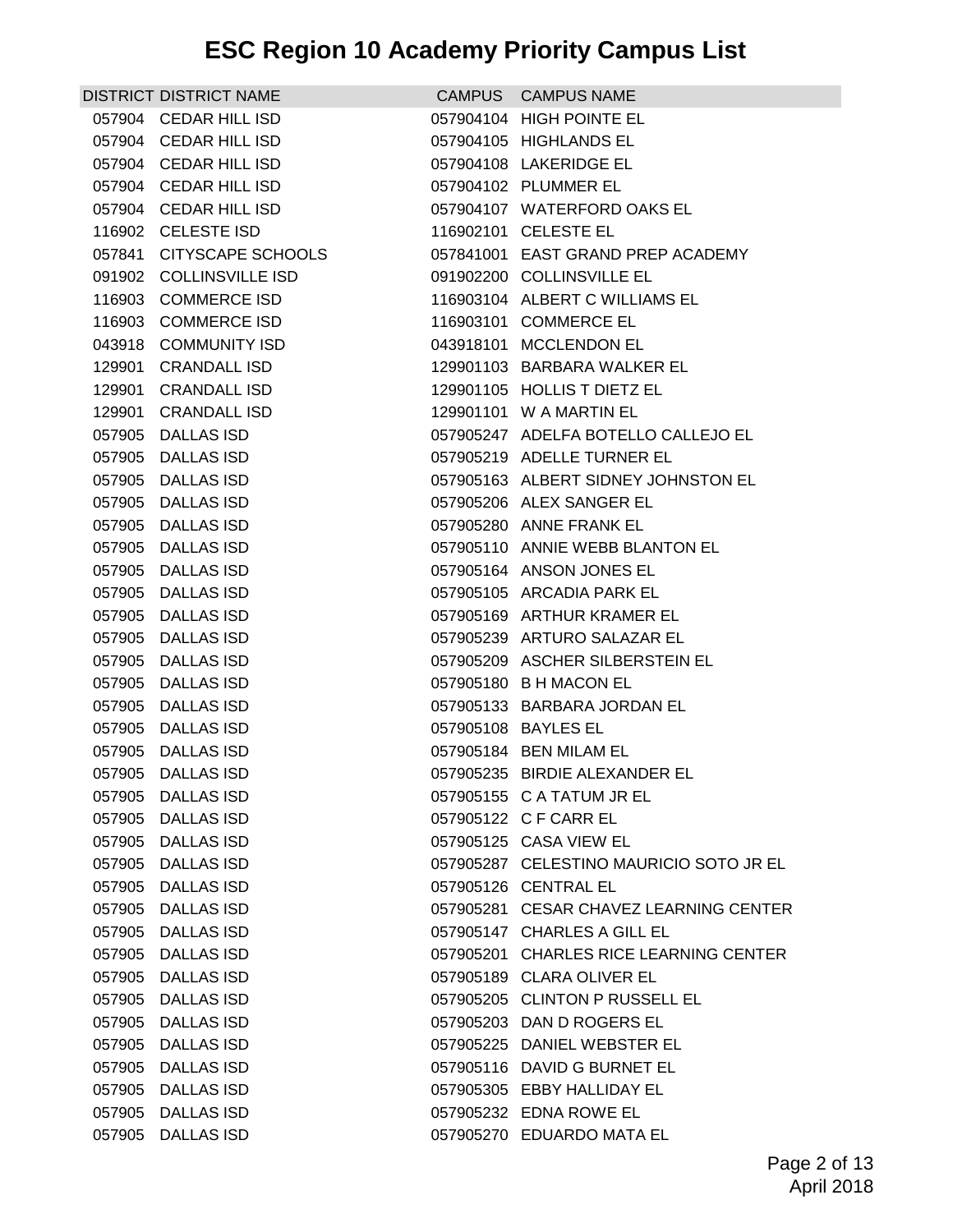# ESC Region 10 Academy Priority Campus List

| DISTRICT | DISTRICT NAME | CAMPUS | CAMPUS NAME |
|---|---|---|---|
| 057904 | CEDAR HILL ISD | 057904104 | HIGH POINTE EL |
| 057904 | CEDAR HILL ISD | 057904105 | HIGHLANDS EL |
| 057904 | CEDAR HILL ISD | 057904108 | LAKERIDGE EL |
| 057904 | CEDAR HILL ISD | 057904102 | PLUMMER EL |
| 057904 | CEDAR HILL ISD | 057904107 | WATERFORD OAKS EL |
| 116902 | CELESTE ISD | 116902101 | CELESTE EL |
| 057841 | CITYSCAPE SCHOOLS | 057841001 | EAST GRAND PREP ACADEMY |
| 091902 | COLLINSVILLE ISD | 091902200 | COLLINSVILLE EL |
| 116903 | COMMERCE ISD | 116903104 | ALBERT C WILLIAMS EL |
| 116903 | COMMERCE ISD | 116903101 | COMMERCE EL |
| 043918 | COMMUNITY ISD | 043918101 | MCCLENDON EL |
| 129901 | CRANDALL ISD | 129901103 | BARBARA WALKER EL |
| 129901 | CRANDALL ISD | 129901105 | HOLLIS T DIETZ EL |
| 129901 | CRANDALL ISD | 129901101 | W A MARTIN EL |
| 057905 | DALLAS ISD | 057905247 | ADELFA BOTELLO CALLEJO EL |
| 057905 | DALLAS ISD | 057905219 | ADELLE TURNER EL |
| 057905 | DALLAS ISD | 057905163 | ALBERT SIDNEY JOHNSTON EL |
| 057905 | DALLAS ISD | 057905206 | ALEX SANGER EL |
| 057905 | DALLAS ISD | 057905280 | ANNE FRANK EL |
| 057905 | DALLAS ISD | 057905110 | ANNIE WEBB BLANTON EL |
| 057905 | DALLAS ISD | 057905164 | ANSON JONES EL |
| 057905 | DALLAS ISD | 057905105 | ARCADIA PARK EL |
| 057905 | DALLAS ISD | 057905169 | ARTHUR KRAMER EL |
| 057905 | DALLAS ISD | 057905239 | ARTURO SALAZAR EL |
| 057905 | DALLAS ISD | 057905209 | ASCHER SILBERSTEIN EL |
| 057905 | DALLAS ISD | 057905180 | B H MACON EL |
| 057905 | DALLAS ISD | 057905133 | BARBARA JORDAN EL |
| 057905 | DALLAS ISD | 057905108 | BAYLES EL |
| 057905 | DALLAS ISD | 057905184 | BEN MILAM EL |
| 057905 | DALLAS ISD | 057905235 | BIRDIE ALEXANDER EL |
| 057905 | DALLAS ISD | 057905155 | C A TATUM JR EL |
| 057905 | DALLAS ISD | 057905122 | C F CARR EL |
| 057905 | DALLAS ISD | 057905125 | CASA VIEW EL |
| 057905 | DALLAS ISD | 057905287 | CELESTINO MAURICIO SOTO JR EL |
| 057905 | DALLAS ISD | 057905126 | CENTRAL EL |
| 057905 | DALLAS ISD | 057905281 | CESAR CHAVEZ LEARNING CENTER |
| 057905 | DALLAS ISD | 057905147 | CHARLES A GILL EL |
| 057905 | DALLAS ISD | 057905201 | CHARLES RICE LEARNING CENTER |
| 057905 | DALLAS ISD | 057905189 | CLARA OLIVER EL |
| 057905 | DALLAS ISD | 057905205 | CLINTON P RUSSELL EL |
| 057905 | DALLAS ISD | 057905203 | DAN D ROGERS EL |
| 057905 | DALLAS ISD | 057905225 | DANIEL WEBSTER EL |
| 057905 | DALLAS ISD | 057905116 | DAVID G BURNET EL |
| 057905 | DALLAS ISD | 057905305 | EBBY HALLIDAY EL |
| 057905 | DALLAS ISD | 057905232 | EDNA ROWE EL |
| 057905 | DALLAS ISD | 057905270 | EDUARDO MATA EL |

April 2018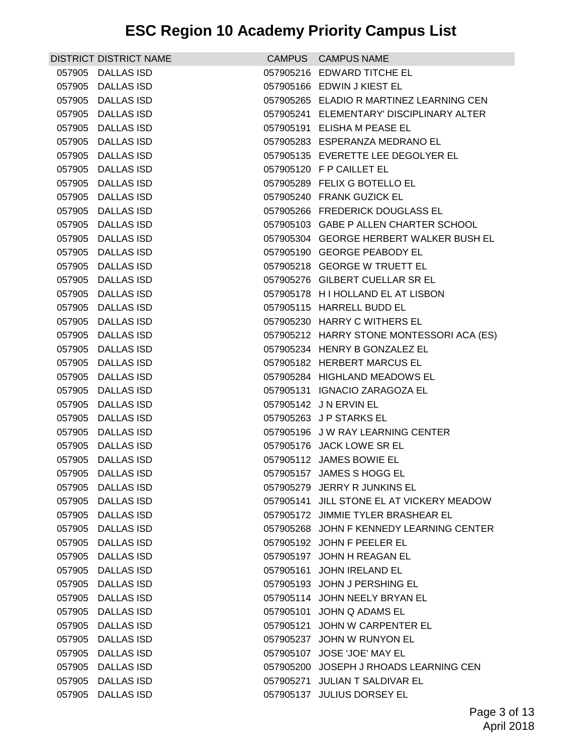# ESC Region 10 Academy Priority Campus List

| DISTRICT | DISTRICT NAME | CAMPUS | CAMPUS NAME |
|---|---|---|---|
| 057905 | DALLAS ISD | 057905216 | EDWARD TITCHE EL |
| 057905 | DALLAS ISD | 057905166 | EDWIN J KIEST EL |
| 057905 | DALLAS ISD | 057905265 | ELADIO R MARTINEZ LEARNING CEN |
| 057905 | DALLAS ISD | 057905241 | ELEMENTARY' DISCIPLINARY ALTER |
| 057905 | DALLAS ISD | 057905191 | ELISHA M PEASE EL |
| 057905 | DALLAS ISD | 057905283 | ESPERANZA MEDRANO EL |
| 057905 | DALLAS ISD | 057905135 | EVERETTE LEE DEGOLYER EL |
| 057905 | DALLAS ISD | 057905120 | F P CAILLET EL |
| 057905 | DALLAS ISD | 057905289 | FELIX G BOTELLO EL |
| 057905 | DALLAS ISD | 057905240 | FRANK GUZICK EL |
| 057905 | DALLAS ISD | 057905266 | FREDERICK DOUGLASS EL |
| 057905 | DALLAS ISD | 057905103 | GABE P ALLEN CHARTER SCHOOL |
| 057905 | DALLAS ISD | 057905304 | GEORGE HERBERT WALKER BUSH EL |
| 057905 | DALLAS ISD | 057905190 | GEORGE PEABODY EL |
| 057905 | DALLAS ISD | 057905218 | GEORGE W TRUETT EL |
| 057905 | DALLAS ISD | 057905276 | GILBERT CUELLAR SR EL |
| 057905 | DALLAS ISD | 057905178 | H I HOLLAND EL AT LISBON |
| 057905 | DALLAS ISD | 057905115 | HARRELL BUDD EL |
| 057905 | DALLAS ISD | 057905230 | HARRY C WITHERS EL |
| 057905 | DALLAS ISD | 057905212 | HARRY STONE MONTESSORI ACA (ES) |
| 057905 | DALLAS ISD | 057905234 | HENRY B GONZALEZ EL |
| 057905 | DALLAS ISD | 057905182 | HERBERT MARCUS EL |
| 057905 | DALLAS ISD | 057905284 | HIGHLAND MEADOWS EL |
| 057905 | DALLAS ISD | 057905131 | IGNACIO ZARAGOZA EL |
| 057905 | DALLAS ISD | 057905142 | J N ERVIN EL |
| 057905 | DALLAS ISD | 057905263 | J P STARKS EL |
| 057905 | DALLAS ISD | 057905196 | J W RAY LEARNING CENTER |
| 057905 | DALLAS ISD | 057905176 | JACK LOWE SR EL |
| 057905 | DALLAS ISD | 057905112 | JAMES BOWIE EL |
| 057905 | DALLAS ISD | 057905157 | JAMES S HOGG EL |
| 057905 | DALLAS ISD | 057905279 | JERRY R JUNKINS EL |
| 057905 | DALLAS ISD | 057905141 | JILL STONE EL AT VICKERY MEADOW |
| 057905 | DALLAS ISD | 057905172 | JIMMIE TYLER BRASHEAR EL |
| 057905 | DALLAS ISD | 057905268 | JOHN F KENNEDY LEARNING CENTER |
| 057905 | DALLAS ISD | 057905192 | JOHN F PEELER EL |
| 057905 | DALLAS ISD | 057905197 | JOHN H REAGAN EL |
| 057905 | DALLAS ISD | 057905161 | JOHN IRELAND EL |
| 057905 | DALLAS ISD | 057905193 | JOHN J PERSHING EL |
| 057905 | DALLAS ISD | 057905114 | JOHN NEELY BRYAN EL |
| 057905 | DALLAS ISD | 057905101 | JOHN Q ADAMS EL |
| 057905 | DALLAS ISD | 057905121 | JOHN W CARPENTER EL |
| 057905 | DALLAS ISD | 057905237 | JOHN W RUNYON EL |
| 057905 | DALLAS ISD | 057905107 | JOSE 'JOE' MAY EL |
| 057905 | DALLAS ISD | 057905200 | JOSEPH J RHOADS LEARNING CEN |
| 057905 | DALLAS ISD | 057905271 | JULIAN T SALDIVAR EL |
| 057905 | DALLAS ISD | 057905137 | JULIUS DORSEY EL |

April 2018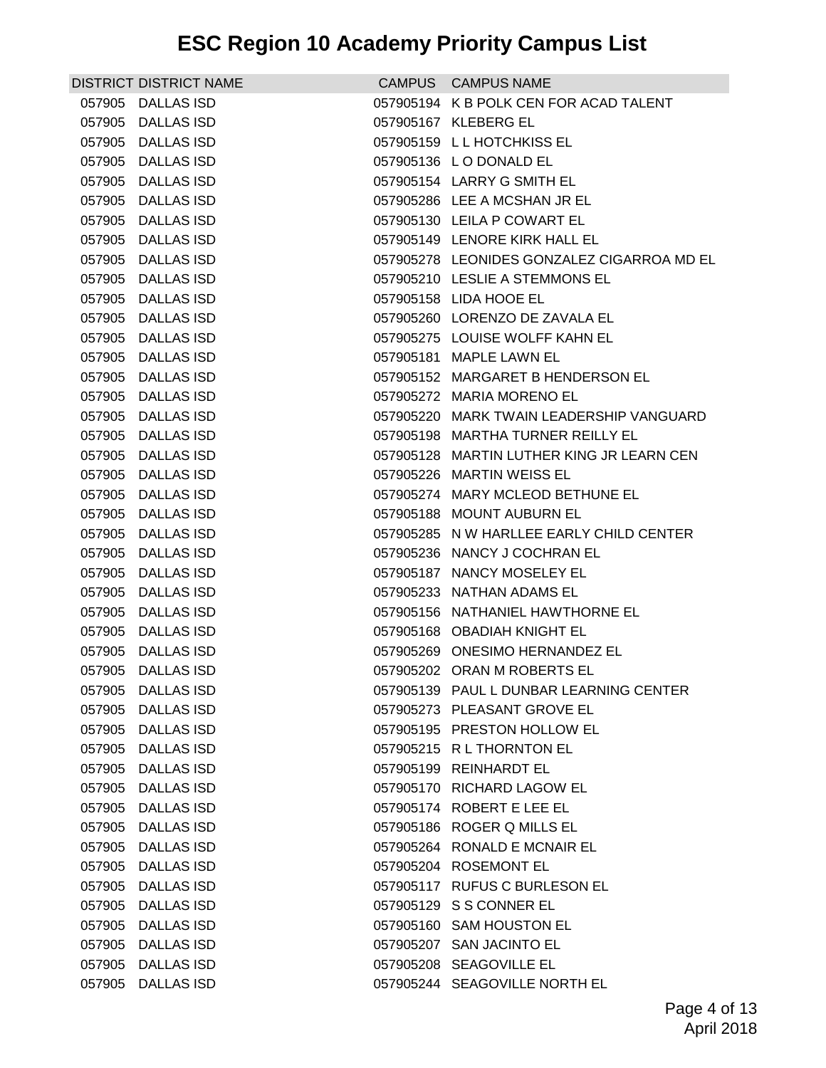# ESC Region 10 Academy Priority Campus List

| DISTRICT | DISTRICT NAME | CAMPUS | CAMPUS NAME |
|---|---|---|---|
| 057905 | DALLAS ISD | 057905194 | K B POLK CEN FOR ACAD TALENT |
| 057905 | DALLAS ISD | 057905167 | KLEBERG EL |
| 057905 | DALLAS ISD | 057905159 | L L HOTCHKISS EL |
| 057905 | DALLAS ISD | 057905136 | L O DONALD EL |
| 057905 | DALLAS ISD | 057905154 | LARRY G SMITH EL |
| 057905 | DALLAS ISD | 057905286 | LEE A MCSHAN JR EL |
| 057905 | DALLAS ISD | 057905130 | LEILA P COWART EL |
| 057905 | DALLAS ISD | 057905149 | LENORE KIRK HALL EL |
| 057905 | DALLAS ISD | 057905278 | LEONIDES GONZALEZ CIGARROA MD EL |
| 057905 | DALLAS ISD | 057905210 | LESLIE A STEMMONS EL |
| 057905 | DALLAS ISD | 057905158 | LIDA HOOE EL |
| 057905 | DALLAS ISD | 057905260 | LORENZO DE ZAVALA EL |
| 057905 | DALLAS ISD | 057905275 | LOUISE WOLFF KAHN EL |
| 057905 | DALLAS ISD | 057905181 | MAPLE LAWN EL |
| 057905 | DALLAS ISD | 057905152 | MARGARET B HENDERSON EL |
| 057905 | DALLAS ISD | 057905272 | MARIA MORENO EL |
| 057905 | DALLAS ISD | 057905220 | MARK TWAIN LEADERSHIP VANGUARD |
| 057905 | DALLAS ISD | 057905198 | MARTHA TURNER REILLY EL |
| 057905 | DALLAS ISD | 057905128 | MARTIN LUTHER KING JR LEARN CEN |
| 057905 | DALLAS ISD | 057905226 | MARTIN WEISS EL |
| 057905 | DALLAS ISD | 057905274 | MARY MCLEOD BETHUNE EL |
| 057905 | DALLAS ISD | 057905188 | MOUNT AUBURN EL |
| 057905 | DALLAS ISD | 057905285 | N W HARLLEE EARLY CHILD CENTER |
| 057905 | DALLAS ISD | 057905236 | NANCY J COCHRAN EL |
| 057905 | DALLAS ISD | 057905187 | NANCY MOSELEY EL |
| 057905 | DALLAS ISD | 057905233 | NATHAN ADAMS EL |
| 057905 | DALLAS ISD | 057905156 | NATHANIEL HAWTHORNE EL |
| 057905 | DALLAS ISD | 057905168 | OBADIAH KNIGHT EL |
| 057905 | DALLAS ISD | 057905269 | ONESIMO HERNANDEZ EL |
| 057905 | DALLAS ISD | 057905202 | ORAN M ROBERTS EL |
| 057905 | DALLAS ISD | 057905139 | PAUL L DUNBAR LEARNING CENTER |
| 057905 | DALLAS ISD | 057905273 | PLEASANT GROVE EL |
| 057905 | DALLAS ISD | 057905195 | PRESTON HOLLOW EL |
| 057905 | DALLAS ISD | 057905215 | R L THORNTON EL |
| 057905 | DALLAS ISD | 057905199 | REINHARDT EL |
| 057905 | DALLAS ISD | 057905170 | RICHARD LAGOW EL |
| 057905 | DALLAS ISD | 057905174 | ROBERT E LEE EL |
| 057905 | DALLAS ISD | 057905186 | ROGER Q MILLS EL |
| 057905 | DALLAS ISD | 057905264 | RONALD E MCNAIR EL |
| 057905 | DALLAS ISD | 057905204 | ROSEMONT EL |
| 057905 | DALLAS ISD | 057905117 | RUFUS C BURLESON EL |
| 057905 | DALLAS ISD | 057905129 | S S CONNER EL |
| 057905 | DALLAS ISD | 057905160 | SAM HOUSTON EL |
| 057905 | DALLAS ISD | 057905207 | SAN JACINTO EL |
| 057905 | DALLAS ISD | 057905208 | SEAGOVILLE EL |
| 057905 | DALLAS ISD | 057905244 | SEAGOVILLE NORTH EL |

April 2018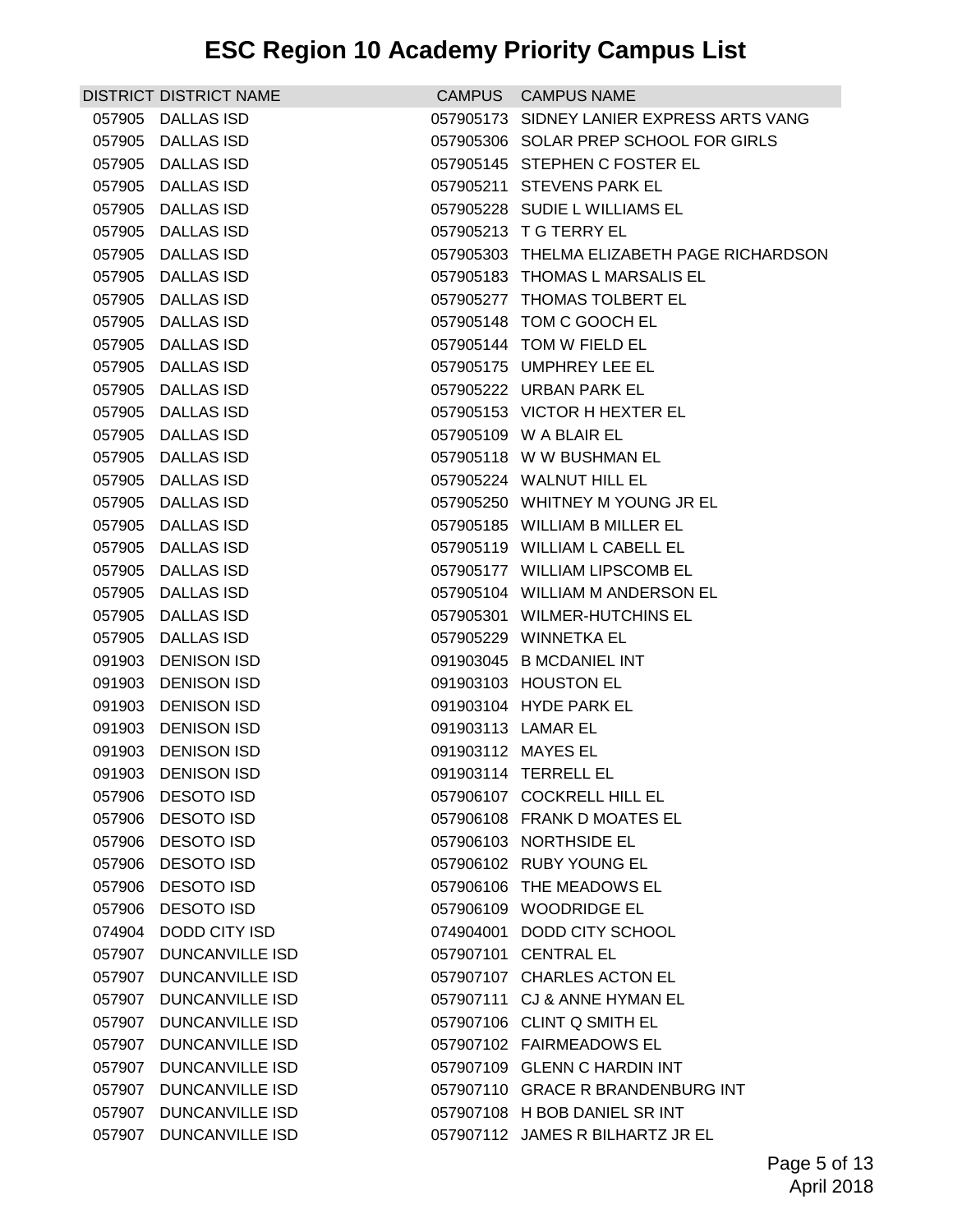# ESC Region 10 Academy Priority Campus List

| DISTRICT | DISTRICT NAME | CAMPUS | CAMPUS NAME |
|---|---|---|---|
| 057905 | DALLAS ISD | 057905173 | SIDNEY LANIER EXPRESS ARTS VANG |
| 057905 | DALLAS ISD | 057905306 | SOLAR PREP SCHOOL FOR GIRLS |
| 057905 | DALLAS ISD | 057905145 | STEPHEN C FOSTER EL |
| 057905 | DALLAS ISD | 057905211 | STEVENS PARK EL |
| 057905 | DALLAS ISD | 057905228 | SUDIE L WILLIAMS EL |
| 057905 | DALLAS ISD | 057905213 | T G TERRY EL |
| 057905 | DALLAS ISD | 057905303 | THELMA ELIZABETH PAGE RICHARDSON |
| 057905 | DALLAS ISD | 057905183 | THOMAS L MARSALIS EL |
| 057905 | DALLAS ISD | 057905277 | THOMAS TOLBERT EL |
| 057905 | DALLAS ISD | 057905148 | TOM C GOOCH EL |
| 057905 | DALLAS ISD | 057905144 | TOM W FIELD EL |
| 057905 | DALLAS ISD | 057905175 | UMPHREY LEE EL |
| 057905 | DALLAS ISD | 057905222 | URBAN PARK EL |
| 057905 | DALLAS ISD | 057905153 | VICTOR H HEXTER EL |
| 057905 | DALLAS ISD | 057905109 | W A BLAIR EL |
| 057905 | DALLAS ISD | 057905118 | W W BUSHMAN EL |
| 057905 | DALLAS ISD | 057905224 | WALNUT HILL EL |
| 057905 | DALLAS ISD | 057905250 | WHITNEY M YOUNG JR EL |
| 057905 | DALLAS ISD | 057905185 | WILLIAM B MILLER EL |
| 057905 | DALLAS ISD | 057905119 | WILLIAM L CABELL EL |
| 057905 | DALLAS ISD | 057905177 | WILLIAM LIPSCOMB EL |
| 057905 | DALLAS ISD | 057905104 | WILLIAM M ANDERSON EL |
| 057905 | DALLAS ISD | 057905301 | WILMER-HUTCHINS EL |
| 057905 | DALLAS ISD | 057905229 | WINNETKA EL |
| 091903 | DENISON ISD | 091903045 | B MCDANIEL INT |
| 091903 | DENISON ISD | 091903103 | HOUSTON EL |
| 091903 | DENISON ISD | 091903104 | HYDE PARK EL |
| 091903 | DENISON ISD | 091903113 | LAMAR EL |
| 091903 | DENISON ISD | 091903112 | MAYES EL |
| 091903 | DENISON ISD | 091903114 | TERRELL EL |
| 057906 | DESOTO ISD | 057906107 | COCKRELL HILL EL |
| 057906 | DESOTO ISD | 057906108 | FRANK D MOATES EL |
| 057906 | DESOTO ISD | 057906103 | NORTHSIDE EL |
| 057906 | DESOTO ISD | 057906102 | RUBY YOUNG EL |
| 057906 | DESOTO ISD | 057906106 | THE MEADOWS EL |
| 057906 | DESOTO ISD | 057906109 | WOODRIDGE EL |
| 074904 | DODD CITY ISD | 074904001 | DODD CITY SCHOOL |
| 057907 | DUNCANVILLE ISD | 057907101 | CENTRAL EL |
| 057907 | DUNCANVILLE ISD | 057907107 | CHARLES ACTON EL |
| 057907 | DUNCANVILLE ISD | 057907111 | CJ & ANNE HYMAN EL |
| 057907 | DUNCANVILLE ISD | 057907106 | CLINT Q SMITH EL |
| 057907 | DUNCANVILLE ISD | 057907102 | FAIRMEADOWS EL |
| 057907 | DUNCANVILLE ISD | 057907109 | GLENN C HARDIN INT |
| 057907 | DUNCANVILLE ISD | 057907110 | GRACE R BRANDENBURG INT |
| 057907 | DUNCANVILLE ISD | 057907108 | H BOB DANIEL SR INT |
| 057907 | DUNCANVILLE ISD | 057907112 | JAMES R BILHARTZ JR EL |

April 2018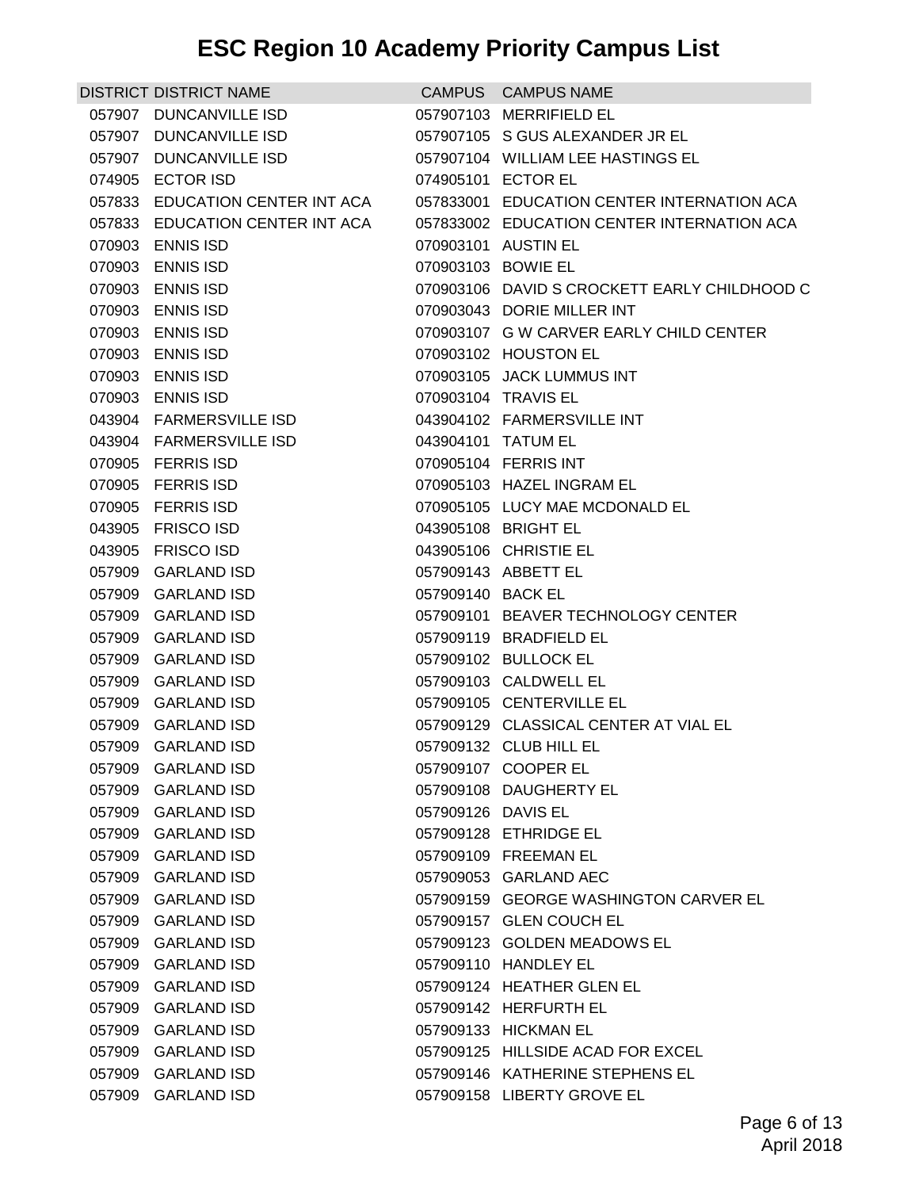# ESC Region 10 Academy Priority Campus List

| DISTRICT | DISTRICT NAME | CAMPUS | CAMPUS NAME |
|---|---|---|---|
| 057907 | DUNCANVILLE ISD | 057907103 | MERRIFIELD EL |
| 057907 | DUNCANVILLE ISD | 057907105 | S GUS ALEXANDER JR EL |
| 057907 | DUNCANVILLE ISD | 057907104 | WILLIAM LEE HASTINGS EL |
| 074905 | ECTOR ISD | 074905101 | ECTOR EL |
| 057833 | EDUCATION CENTER INT ACA | 057833001 | EDUCATION CENTER INTERNATION ACA |
| 057833 | EDUCATION CENTER INT ACA | 057833002 | EDUCATION CENTER INTERNATION ACA |
| 070903 | ENNIS ISD | 070903101 | AUSTIN EL |
| 070903 | ENNIS ISD | 070903103 | BOWIE EL |
| 070903 | ENNIS ISD | 070903106 | DAVID S CROCKETT EARLY CHILDHOOD C |
| 070903 | ENNIS ISD | 070903043 | DORIE MILLER INT |
| 070903 | ENNIS ISD | 070903107 | G W CARVER EARLY CHILD CENTER |
| 070903 | ENNIS ISD | 070903102 | HOUSTON EL |
| 070903 | ENNIS ISD | 070903105 | JACK LUMMUS INT |
| 070903 | ENNIS ISD | 070903104 | TRAVIS EL |
| 043904 | FARMERSVILLE ISD | 043904102 | FARMERSVILLE INT |
| 043904 | FARMERSVILLE ISD | 043904101 | TATUM EL |
| 070905 | FERRIS ISD | 070905104 | FERRIS INT |
| 070905 | FERRIS ISD | 070905103 | HAZEL INGRAM EL |
| 070905 | FERRIS ISD | 070905105 | LUCY MAE MCDONALD EL |
| 043905 | FRISCO ISD | 043905108 | BRIGHT EL |
| 043905 | FRISCO ISD | 043905106 | CHRISTIE EL |
| 057909 | GARLAND ISD | 057909143 | ABBETT EL |
| 057909 | GARLAND ISD | 057909140 | BACK EL |
| 057909 | GARLAND ISD | 057909101 | BEAVER TECHNOLOGY CENTER |
| 057909 | GARLAND ISD | 057909119 | BRADFIELD EL |
| 057909 | GARLAND ISD | 057909102 | BULLOCK EL |
| 057909 | GARLAND ISD | 057909103 | CALDWELL EL |
| 057909 | GARLAND ISD | 057909105 | CENTERVILLE EL |
| 057909 | GARLAND ISD | 057909129 | CLASSICAL CENTER AT VIAL EL |
| 057909 | GARLAND ISD | 057909132 | CLUB HILL EL |
| 057909 | GARLAND ISD | 057909107 | COOPER EL |
| 057909 | GARLAND ISD | 057909108 | DAUGHERTY EL |
| 057909 | GARLAND ISD | 057909126 | DAVIS EL |
| 057909 | GARLAND ISD | 057909128 | ETHRIDGE EL |
| 057909 | GARLAND ISD | 057909109 | FREEMAN EL |
| 057909 | GARLAND ISD | 057909053 | GARLAND AEC |
| 057909 | GARLAND ISD | 057909159 | GEORGE WASHINGTON CARVER EL |
| 057909 | GARLAND ISD | 057909157 | GLEN COUCH EL |
| 057909 | GARLAND ISD | 057909123 | GOLDEN MEADOWS EL |
| 057909 | GARLAND ISD | 057909110 | HANDLEY EL |
| 057909 | GARLAND ISD | 057909124 | HEATHER GLEN EL |
| 057909 | GARLAND ISD | 057909142 | HERFURTH EL |
| 057909 | GARLAND ISD | 057909133 | HICKMAN EL |
| 057909 | GARLAND ISD | 057909125 | HILLSIDE ACAD FOR EXCEL |
| 057909 | GARLAND ISD | 057909146 | KATHERINE STEPHENS EL |
| 057909 | GARLAND ISD | 057909158 | LIBERTY GROVE EL |

April 2018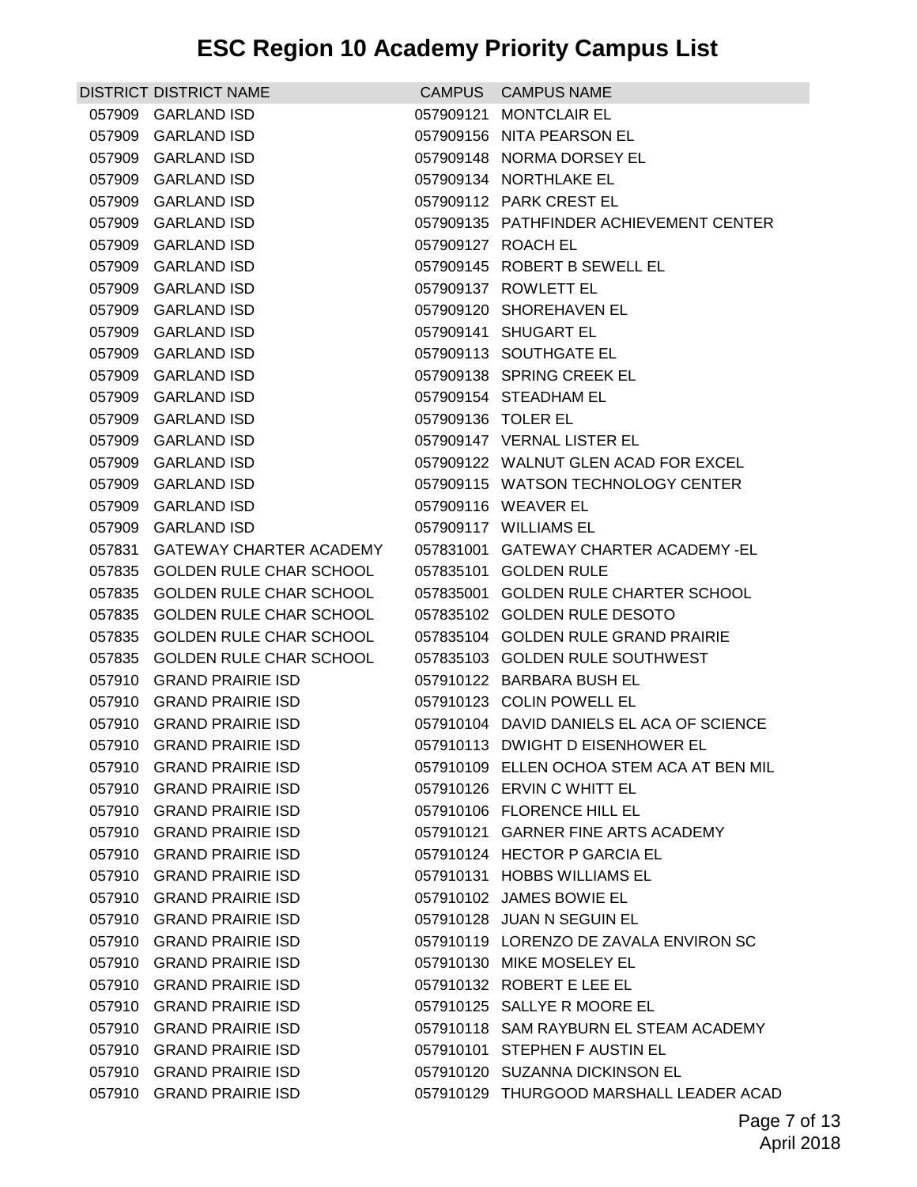# ESC Region 10 Academy Priority Campus List

| DISTRICT | DISTRICT NAME | CAMPUS | CAMPUS NAME |
|---|---|---|---|
| 057909 | GARLAND ISD | 057909121 | MONTCLAIR EL |
| 057909 | GARLAND ISD | 057909156 | NITA PEARSON EL |
| 057909 | GARLAND ISD | 057909148 | NORMA DORSEY EL |
| 057909 | GARLAND ISD | 057909134 | NORTHLAKE EL |
| 057909 | GARLAND ISD | 057909112 | PARK CREST EL |
| 057909 | GARLAND ISD | 057909135 | PATHFINDER ACHIEVEMENT CENTER |
| 057909 | GARLAND ISD | 057909127 | ROACH EL |
| 057909 | GARLAND ISD | 057909145 | ROBERT B SEWELL EL |
| 057909 | GARLAND ISD | 057909137 | ROWLETT EL |
| 057909 | GARLAND ISD | 057909120 | SHOREHAVEN EL |
| 057909 | GARLAND ISD | 057909141 | SHUGART EL |
| 057909 | GARLAND ISD | 057909113 | SOUTHGATE EL |
| 057909 | GARLAND ISD | 057909138 | SPRING CREEK EL |
| 057909 | GARLAND ISD | 057909154 | STEADHAM EL |
| 057909 | GARLAND ISD | 057909136 | TOLER EL |
| 057909 | GARLAND ISD | 057909147 | VERNAL LISTER EL |
| 057909 | GARLAND ISD | 057909122 | WALNUT GLEN ACAD FOR EXCEL |
| 057909 | GARLAND ISD | 057909115 | WATSON TECHNOLOGY CENTER |
| 057909 | GARLAND ISD | 057909116 | WEAVER EL |
| 057909 | GARLAND ISD | 057909117 | WILLIAMS EL |
| 057831 | GATEWAY CHARTER ACADEMY | 057831001 | GATEWAY CHARTER ACADEMY -EL |
| 057835 | GOLDEN RULE CHAR SCHOOL | 057835101 | GOLDEN RULE |
| 057835 | GOLDEN RULE CHAR SCHOOL | 057835001 | GOLDEN RULE CHARTER SCHOOL |
| 057835 | GOLDEN RULE CHAR SCHOOL | 057835102 | GOLDEN RULE DESOTO |
| 057835 | GOLDEN RULE CHAR SCHOOL | 057835104 | GOLDEN RULE GRAND PRAIRIE |
| 057835 | GOLDEN RULE CHAR SCHOOL | 057835103 | GOLDEN RULE SOUTHWEST |
| 057910 | GRAND PRAIRIE ISD | 057910122 | BARBARA BUSH EL |
| 057910 | GRAND PRAIRIE ISD | 057910123 | COLIN POWELL EL |
| 057910 | GRAND PRAIRIE ISD | 057910104 | DAVID DANIELS EL ACA OF SCIENCE |
| 057910 | GRAND PRAIRIE ISD | 057910113 | DWIGHT D EISENHOWER EL |
| 057910 | GRAND PRAIRIE ISD | 057910109 | ELLEN OCHOA STEM ACA AT BEN MIL |
| 057910 | GRAND PRAIRIE ISD | 057910126 | ERVIN C WHITT EL |
| 057910 | GRAND PRAIRIE ISD | 057910106 | FLORENCE HILL EL |
| 057910 | GRAND PRAIRIE ISD | 057910121 | GARNER FINE ARTS ACADEMY |
| 057910 | GRAND PRAIRIE ISD | 057910124 | HECTOR P GARCIA EL |
| 057910 | GRAND PRAIRIE ISD | 057910131 | HOBBS WILLIAMS EL |
| 057910 | GRAND PRAIRIE ISD | 057910102 | JAMES BOWIE EL |
| 057910 | GRAND PRAIRIE ISD | 057910128 | JUAN N SEGUIN EL |
| 057910 | GRAND PRAIRIE ISD | 057910119 | LORENZO DE ZAVALA ENVIRON SC |
| 057910 | GRAND PRAIRIE ISD | 057910130 | MIKE MOSELEY EL |
| 057910 | GRAND PRAIRIE ISD | 057910132 | ROBERT E LEE EL |
| 057910 | GRAND PRAIRIE ISD | 057910125 | SALLYE R MOORE EL |
| 057910 | GRAND PRAIRIE ISD | 057910118 | SAM RAYBURN EL STEAM ACADEMY |
| 057910 | GRAND PRAIRIE ISD | 057910101 | STEPHEN F AUSTIN EL |
| 057910 | GRAND PRAIRIE ISD | 057910120 | SUZANNA DICKINSON EL |
| 057910 | GRAND PRAIRIE ISD | 057910129 | THURGOOD MARSHALL LEADER ACAD |

April 2018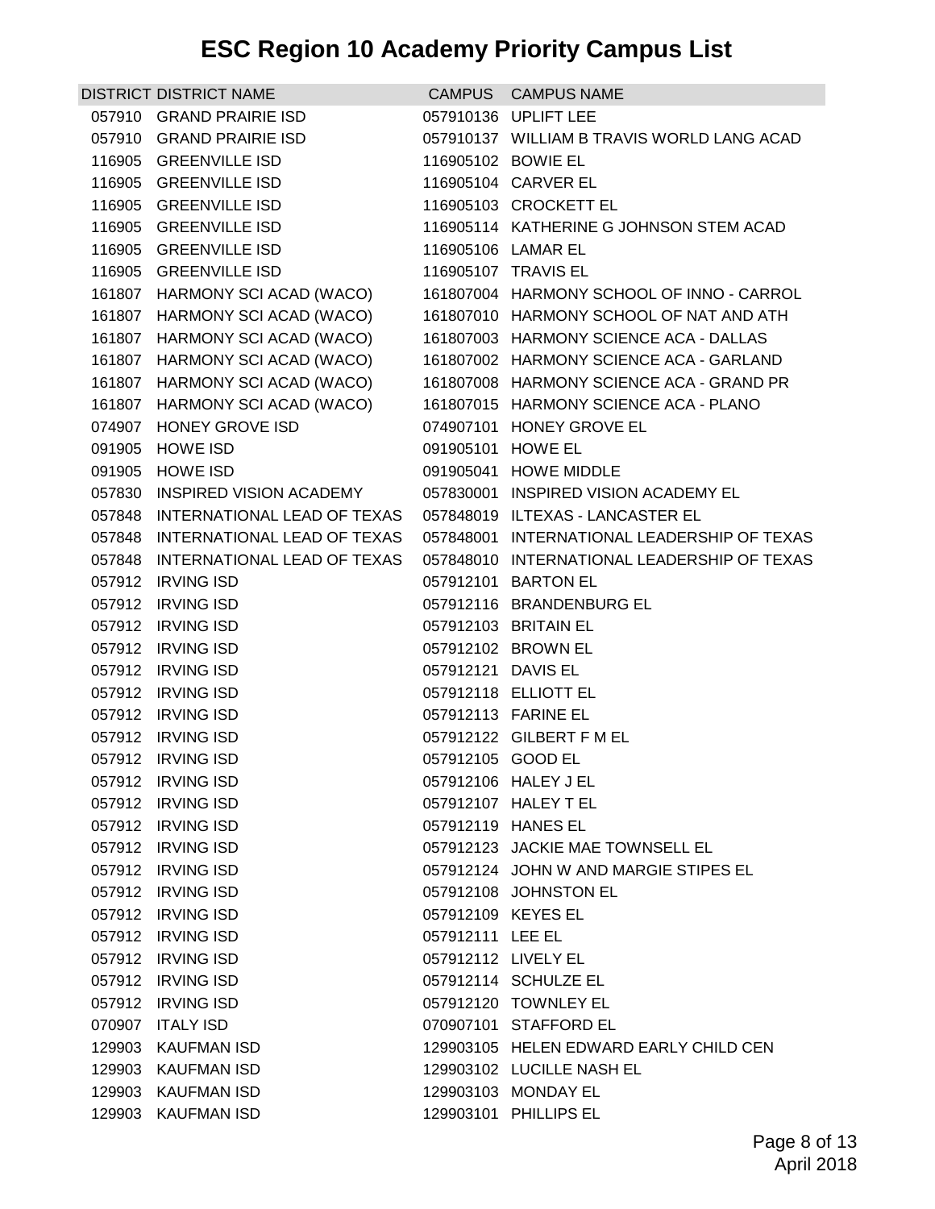# ESC Region 10 Academy Priority Campus List

| DISTRICT | DISTRICT NAME | CAMPUS | CAMPUS NAME |
|---|---|---|---|
| 057910 | GRAND PRAIRIE ISD | 057910136 | UPLIFT LEE |
| 057910 | GRAND PRAIRIE ISD | 057910137 | WILLIAM B TRAVIS WORLD LANG ACAD |
| 116905 | GREENVILLE ISD | 116905102 | BOWIE EL |
| 116905 | GREENVILLE ISD | 116905104 | CARVER EL |
| 116905 | GREENVILLE ISD | 116905103 | CROCKETT EL |
| 116905 | GREENVILLE ISD | 116905114 | KATHERINE G JOHNSON STEM ACAD |
| 116905 | GREENVILLE ISD | 116905106 | LAMAR EL |
| 116905 | GREENVILLE ISD | 116905107 | TRAVIS EL |
| 161807 | HARMONY SCI ACAD (WACO) | 161807004 | HARMONY SCHOOL OF INNO - CARROL |
| 161807 | HARMONY SCI ACAD (WACO) | 161807010 | HARMONY SCHOOL OF NAT AND ATH |
| 161807 | HARMONY SCI ACAD (WACO) | 161807003 | HARMONY SCIENCE ACA - DALLAS |
| 161807 | HARMONY SCI ACAD (WACO) | 161807002 | HARMONY SCIENCE ACA - GARLAND |
| 161807 | HARMONY SCI ACAD (WACO) | 161807008 | HARMONY SCIENCE ACA - GRAND PR |
| 161807 | HARMONY SCI ACAD (WACO) | 161807015 | HARMONY SCIENCE ACA - PLANO |
| 074907 | HONEY GROVE ISD | 074907101 | HONEY GROVE EL |
| 091905 | HOWE ISD | 091905101 | HOWE EL |
| 091905 | HOWE ISD | 091905041 | HOWE MIDDLE |
| 057830 | INSPIRED VISION ACADEMY | 057830001 | INSPIRED VISION ACADEMY EL |
| 057848 | INTERNATIONAL LEAD OF TEXAS | 057848019 | ILTEXAS - LANCASTER EL |
| 057848 | INTERNATIONAL LEAD OF TEXAS | 057848001 | INTERNATIONAL LEADERSHIP OF TEXAS |
| 057848 | INTERNATIONAL LEAD OF TEXAS | 057848010 | INTERNATIONAL LEADERSHIP OF TEXAS |
| 057912 | IRVING ISD | 057912101 | BARTON EL |
| 057912 | IRVING ISD | 057912116 | BRANDENBURG EL |
| 057912 | IRVING ISD | 057912103 | BRITAIN EL |
| 057912 | IRVING ISD | 057912102 | BROWN EL |
| 057912 | IRVING ISD | 057912121 | DAVIS EL |
| 057912 | IRVING ISD | 057912118 | ELLIOTT EL |
| 057912 | IRVING ISD | 057912113 | FARINE EL |
| 057912 | IRVING ISD | 057912122 | GILBERT F M EL |
| 057912 | IRVING ISD | 057912105 | GOOD EL |
| 057912 | IRVING ISD | 057912106 | HALEY J EL |
| 057912 | IRVING ISD | 057912107 | HALEY T EL |
| 057912 | IRVING ISD | 057912119 | HANES EL |
| 057912 | IRVING ISD | 057912123 | JACKIE MAE TOWNSELL EL |
| 057912 | IRVING ISD | 057912124 | JOHN W AND MARGIE STIPES EL |
| 057912 | IRVING ISD | 057912108 | JOHNSTON EL |
| 057912 | IRVING ISD | 057912109 | KEYES EL |
| 057912 | IRVING ISD | 057912111 | LEE EL |
| 057912 | IRVING ISD | 057912112 | LIVELY EL |
| 057912 | IRVING ISD | 057912114 | SCHULZE EL |
| 057912 | IRVING ISD | 057912120 | TOWNLEY EL |
| 070907 | ITALY ISD | 070907101 | STAFFORD EL |
| 129903 | KAUFMAN ISD | 129903105 | HELEN EDWARD EARLY CHILD CEN |
| 129903 | KAUFMAN ISD | 129903102 | LUCILLE NASH EL |
| 129903 | KAUFMAN ISD | 129903103 | MONDAY EL |
| 129903 | KAUFMAN ISD | 129903101 | PHILLIPS EL |

April 2018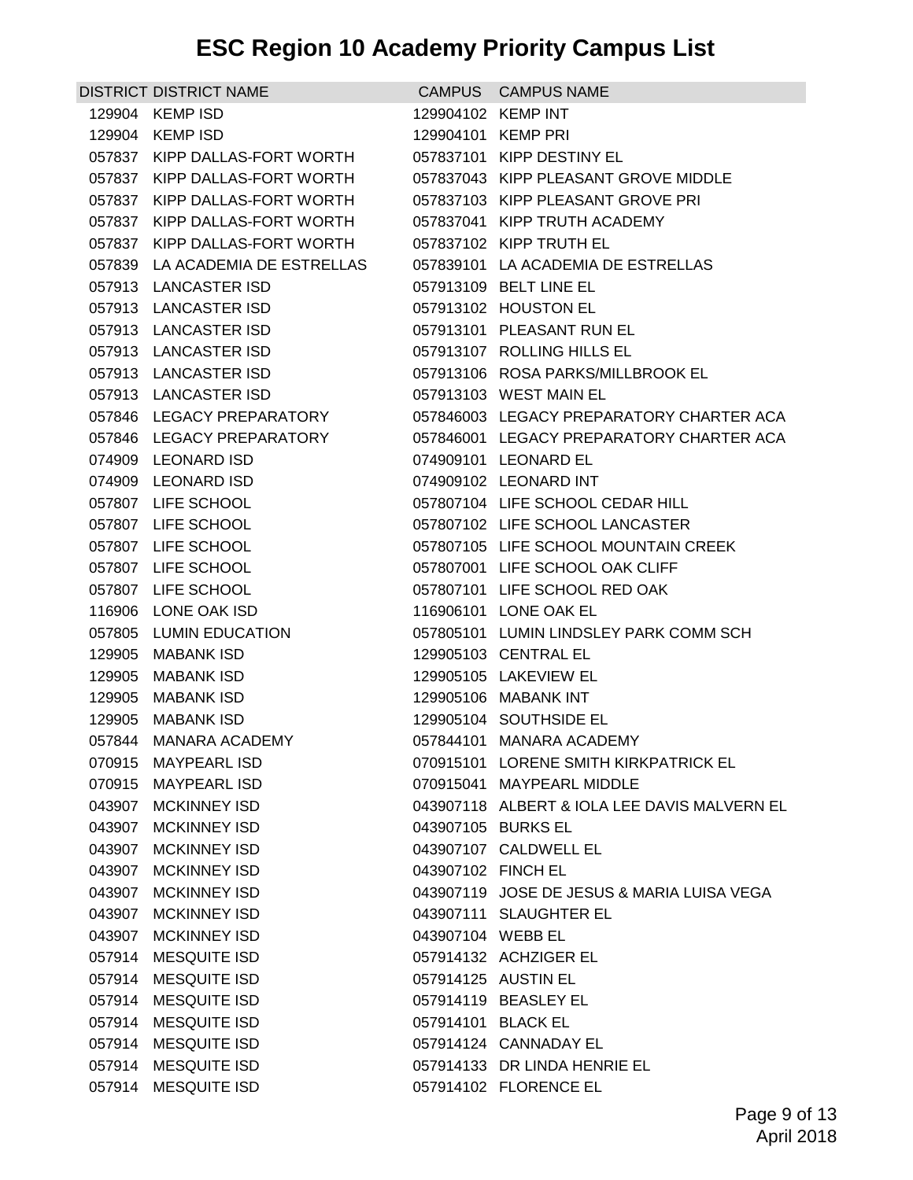# ESC Region 10 Academy Priority Campus List

| DISTRICT | DISTRICT NAME | CAMPUS | CAMPUS NAME |
|---|---|---|---|
| 129904 | KEMP ISD | 129904102 | KEMP INT |
| 129904 | KEMP ISD | 129904101 | KEMP PRI |
| 057837 | KIPP DALLAS-FORT WORTH | 057837101 | KIPP DESTINY EL |
| 057837 | KIPP DALLAS-FORT WORTH | 057837043 | KIPP PLEASANT GROVE MIDDLE |
| 057837 | KIPP DALLAS-FORT WORTH | 057837103 | KIPP PLEASANT GROVE PRI |
| 057837 | KIPP DALLAS-FORT WORTH | 057837041 | KIPP TRUTH ACADEMY |
| 057837 | KIPP DALLAS-FORT WORTH | 057837102 | KIPP TRUTH EL |
| 057839 | LA ACADEMIA DE ESTRELLAS | 057839101 | LA ACADEMIA DE ESTRELLAS |
| 057913 | LANCASTER ISD | 057913109 | BELT LINE EL |
| 057913 | LANCASTER ISD | 057913102 | HOUSTON EL |
| 057913 | LANCASTER ISD | 057913101 | PLEASANT RUN EL |
| 057913 | LANCASTER ISD | 057913107 | ROLLING HILLS EL |
| 057913 | LANCASTER ISD | 057913106 | ROSA PARKS/MILLBROOK EL |
| 057913 | LANCASTER ISD | 057913103 | WEST MAIN EL |
| 057846 | LEGACY PREPARATORY | 057846003 | LEGACY PREPARATORY CHARTER ACA |
| 057846 | LEGACY PREPARATORY | 057846001 | LEGACY PREPARATORY CHARTER ACA |
| 074909 | LEONARD ISD | 074909101 | LEONARD EL |
| 074909 | LEONARD ISD | 074909102 | LEONARD INT |
| 057807 | LIFE SCHOOL | 057807104 | LIFE SCHOOL CEDAR HILL |
| 057807 | LIFE SCHOOL | 057807102 | LIFE SCHOOL LANCASTER |
| 057807 | LIFE SCHOOL | 057807105 | LIFE SCHOOL MOUNTAIN CREEK |
| 057807 | LIFE SCHOOL | 057807001 | LIFE SCHOOL OAK CLIFF |
| 057807 | LIFE SCHOOL | 057807101 | LIFE SCHOOL RED OAK |
| 116906 | LONE OAK ISD | 116906101 | LONE OAK EL |
| 057805 | LUMIN EDUCATION | 057805101 | LUMIN LINDSLEY PARK COMM SCH |
| 129905 | MABANK ISD | 129905103 | CENTRAL EL |
| 129905 | MABANK ISD | 129905105 | LAKEVIEW EL |
| 129905 | MABANK ISD | 129905106 | MABANK INT |
| 129905 | MABANK ISD | 129905104 | SOUTHSIDE EL |
| 057844 | MANARA ACADEMY | 057844101 | MANARA ACADEMY |
| 070915 | MAYPEARL ISD | 070915101 | LORENE SMITH KIRKPATRICK EL |
| 070915 | MAYPEARL ISD | 070915041 | MAYPEARL MIDDLE |
| 043907 | MCKINNEY ISD | 043907118 | ALBERT & IOLA LEE DAVIS MALVERN EL |
| 043907 | MCKINNEY ISD | 043907105 | BURKS EL |
| 043907 | MCKINNEY ISD | 043907107 | CALDWELL EL |
| 043907 | MCKINNEY ISD | 043907102 | FINCH EL |
| 043907 | MCKINNEY ISD | 043907119 | JOSE DE JESUS & MARIA LUISA VEGA |
| 043907 | MCKINNEY ISD | 043907111 | SLAUGHTER EL |
| 043907 | MCKINNEY ISD | 043907104 | WEBB EL |
| 057914 | MESQUITE ISD | 057914132 | ACHZIGER EL |
| 057914 | MESQUITE ISD | 057914125 | AUSTIN EL |
| 057914 | MESQUITE ISD | 057914119 | BEASLEY EL |
| 057914 | MESQUITE ISD | 057914101 | BLACK EL |
| 057914 | MESQUITE ISD | 057914124 | CANNADAY EL |
| 057914 | MESQUITE ISD | 057914133 | DR LINDA HENRIE EL |
| 057914 | MESQUITE ISD | 057914102 | FLORENCE EL |

April 2018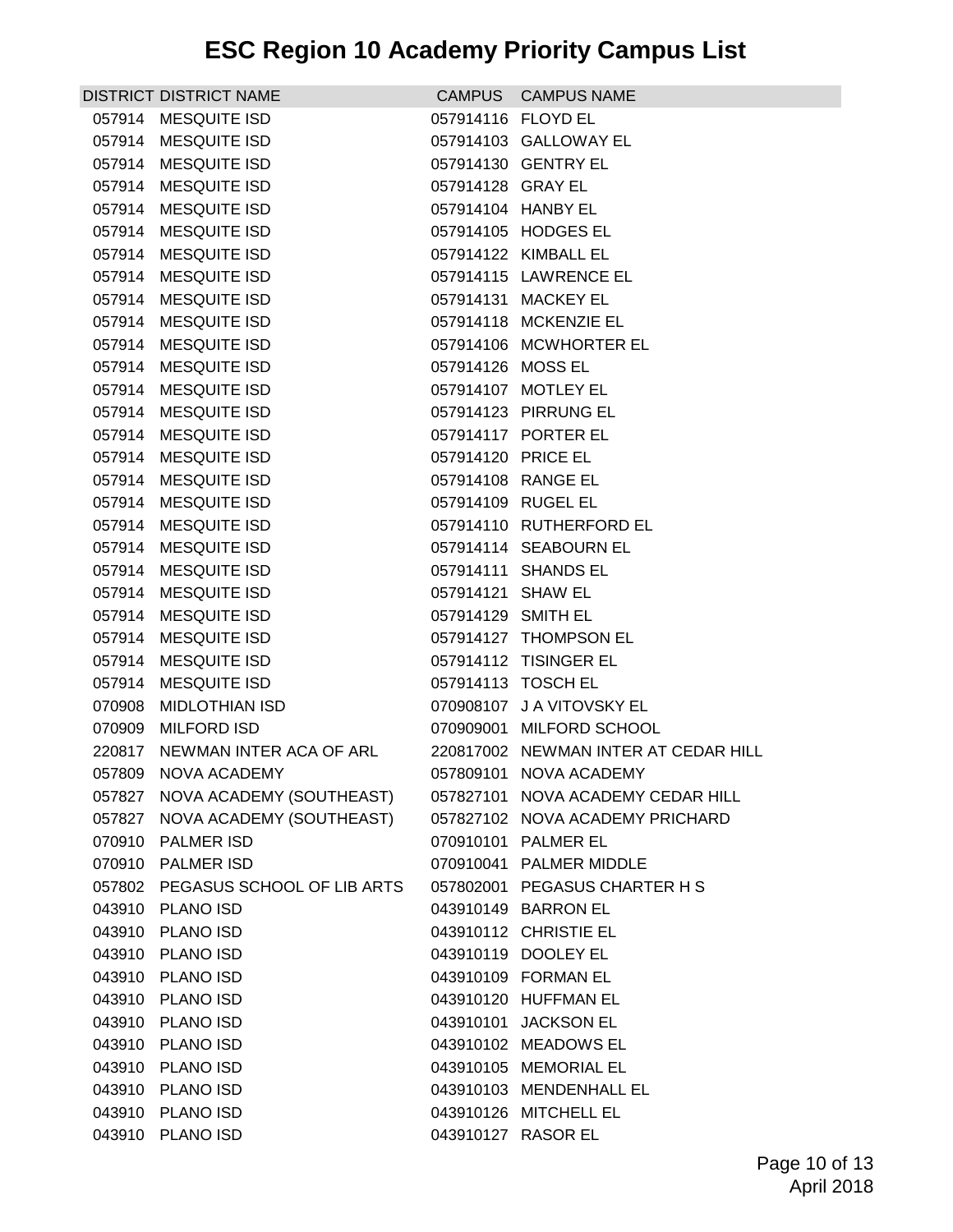# ESC Region 10 Academy Priority Campus List

| DISTRICT | DISTRICT NAME | CAMPUS | CAMPUS NAME |
|---|---|---|---|
| 057914 | MESQUITE ISD | 057914116 | FLOYD EL |
| 057914 | MESQUITE ISD | 057914103 | GALLOWAY EL |
| 057914 | MESQUITE ISD | 057914130 | GENTRY EL |
| 057914 | MESQUITE ISD | 057914128 | GRAY EL |
| 057914 | MESQUITE ISD | 057914104 | HANBY EL |
| 057914 | MESQUITE ISD | 057914105 | HODGES EL |
| 057914 | MESQUITE ISD | 057914122 | KIMBALL EL |
| 057914 | MESQUITE ISD | 057914115 | LAWRENCE EL |
| 057914 | MESQUITE ISD | 057914131 | MACKEY EL |
| 057914 | MESQUITE ISD | 057914118 | MCKENZIE EL |
| 057914 | MESQUITE ISD | 057914106 | MCWHORTER EL |
| 057914 | MESQUITE ISD | 057914126 | MOSS EL |
| 057914 | MESQUITE ISD | 057914107 | MOTLEY EL |
| 057914 | MESQUITE ISD | 057914123 | PIRRUNG EL |
| 057914 | MESQUITE ISD | 057914117 | PORTER EL |
| 057914 | MESQUITE ISD | 057914120 | PRICE EL |
| 057914 | MESQUITE ISD | 057914108 | RANGE EL |
| 057914 | MESQUITE ISD | 057914109 | RUGEL EL |
| 057914 | MESQUITE ISD | 057914110 | RUTHERFORD EL |
| 057914 | MESQUITE ISD | 057914114 | SEABOURN EL |
| 057914 | MESQUITE ISD | 057914111 | SHANDS EL |
| 057914 | MESQUITE ISD | 057914121 | SHAW EL |
| 057914 | MESQUITE ISD | 057914129 | SMITH EL |
| 057914 | MESQUITE ISD | 057914127 | THOMPSON EL |
| 057914 | MESQUITE ISD | 057914112 | TISINGER EL |
| 057914 | MESQUITE ISD | 057914113 | TOSCH EL |
| 070908 | MIDLOTHIAN ISD | 070908107 | J A VITOVSKY EL |
| 070909 | MILFORD ISD | 070909001 | MILFORD SCHOOL |
| 220817 | NEWMAN INTER ACA OF ARL | 220817002 | NEWMAN INTER AT CEDAR HILL |
| 057809 | NOVA ACADEMY | 057809101 | NOVA ACADEMY |
| 057827 | NOVA ACADEMY (SOUTHEAST) | 057827101 | NOVA ACADEMY CEDAR HILL |
| 057827 | NOVA ACADEMY (SOUTHEAST) | 057827102 | NOVA ACADEMY PRICHARD |
| 070910 | PALMER ISD | 070910101 | PALMER EL |
| 070910 | PALMER ISD | 070910041 | PALMER MIDDLE |
| 057802 | PEGASUS SCHOOL OF LIB ARTS | 057802001 | PEGASUS CHARTER H S |
| 043910 | PLANO ISD | 043910149 | BARRON EL |
| 043910 | PLANO ISD | 043910112 | CHRISTIE EL |
| 043910 | PLANO ISD | 043910119 | DOOLEY EL |
| 043910 | PLANO ISD | 043910109 | FORMAN EL |
| 043910 | PLANO ISD | 043910120 | HUFFMAN EL |
| 043910 | PLANO ISD | 043910101 | JACKSON EL |
| 043910 | PLANO ISD | 043910102 | MEADOWS EL |
| 043910 | PLANO ISD | 043910105 | MEMORIAL EL |
| 043910 | PLANO ISD | 043910103 | MENDENHALL EL |
| 043910 | PLANO ISD | 043910126 | MITCHELL EL |
| 043910 | PLANO ISD | 043910127 | RASOR EL |

April 2018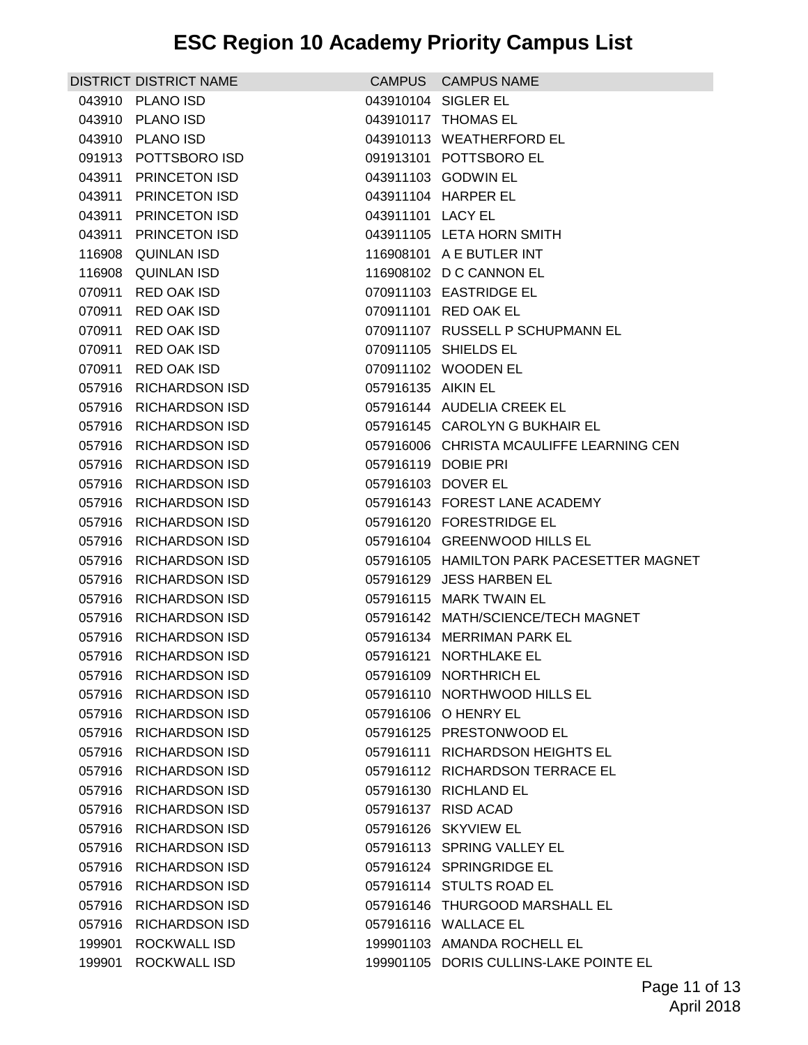# ESC Region 10 Academy Priority Campus List

| DISTRICT | DISTRICT NAME | CAMPUS | CAMPUS NAME |
|---|---|---|---|
| 043910 | PLANO ISD | 043910104 | SIGLER EL |
| 043910 | PLANO ISD | 043910117 | THOMAS EL |
| 043910 | PLANO ISD | 043910113 | WEATHERFORD EL |
| 091913 | POTTSBORO ISD | 091913101 | POTTSBORO EL |
| 043911 | PRINCETON ISD | 043911103 | GODWIN EL |
| 043911 | PRINCETON ISD | 043911104 | HARPER EL |
| 043911 | PRINCETON ISD | 043911101 | LACY EL |
| 043911 | PRINCETON ISD | 043911105 | LETA HORN SMITH |
| 116908 | QUINLAN ISD | 116908101 | A E BUTLER INT |
| 116908 | QUINLAN ISD | 116908102 | D C CANNON EL |
| 070911 | RED OAK ISD | 070911103 | EASTRIDGE EL |
| 070911 | RED OAK ISD | 070911101 | RED OAK EL |
| 070911 | RED OAK ISD | 070911107 | RUSSELL P SCHUPMANN EL |
| 070911 | RED OAK ISD | 070911105 | SHIELDS EL |
| 070911 | RED OAK ISD | 070911102 | WOODEN EL |
| 057916 | RICHARDSON ISD | 057916135 | AIKIN EL |
| 057916 | RICHARDSON ISD | 057916144 | AUDELIA CREEK EL |
| 057916 | RICHARDSON ISD | 057916145 | CAROLYN G BUKHAIR EL |
| 057916 | RICHARDSON ISD | 057916006 | CHRISTA MCAULIFFE LEARNING CEN |
| 057916 | RICHARDSON ISD | 057916119 | DOBIE PRI |
| 057916 | RICHARDSON ISD | 057916103 | DOVER EL |
| 057916 | RICHARDSON ISD | 057916143 | FOREST LANE ACADEMY |
| 057916 | RICHARDSON ISD | 057916120 | FORESTRIDGE EL |
| 057916 | RICHARDSON ISD | 057916104 | GREENWOOD HILLS EL |
| 057916 | RICHARDSON ISD | 057916105 | HAMILTON PARK PACESETTER MAGNET |
| 057916 | RICHARDSON ISD | 057916129 | JESS HARBEN EL |
| 057916 | RICHARDSON ISD | 057916115 | MARK TWAIN EL |
| 057916 | RICHARDSON ISD | 057916142 | MATH/SCIENCE/TECH MAGNET |
| 057916 | RICHARDSON ISD | 057916134 | MERRIMAN PARK EL |
| 057916 | RICHARDSON ISD | 057916121 | NORTHLAKE EL |
| 057916 | RICHARDSON ISD | 057916109 | NORTHRICH EL |
| 057916 | RICHARDSON ISD | 057916110 | NORTHWOOD HILLS EL |
| 057916 | RICHARDSON ISD | 057916106 | O HENRY EL |
| 057916 | RICHARDSON ISD | 057916125 | PRESTONWOOD EL |
| 057916 | RICHARDSON ISD | 057916111 | RICHARDSON HEIGHTS EL |
| 057916 | RICHARDSON ISD | 057916112 | RICHARDSON TERRACE EL |
| 057916 | RICHARDSON ISD | 057916130 | RICHLAND EL |
| 057916 | RICHARDSON ISD | 057916137 | RISD ACAD |
| 057916 | RICHARDSON ISD | 057916126 | SKYVIEW EL |
| 057916 | RICHARDSON ISD | 057916113 | SPRING VALLEY EL |
| 057916 | RICHARDSON ISD | 057916124 | SPRINGRIDGE EL |
| 057916 | RICHARDSON ISD | 057916114 | STULTS ROAD EL |
| 057916 | RICHARDSON ISD | 057916146 | THURGOOD MARSHALL EL |
| 057916 | RICHARDSON ISD | 057916116 | WALLACE EL |
| 199901 | ROCKWALL ISD | 199901103 | AMANDA ROCHELL EL |
| 199901 | ROCKWALL ISD | 199901105 | DORIS CULLINS-LAKE POINTE EL |

April 2018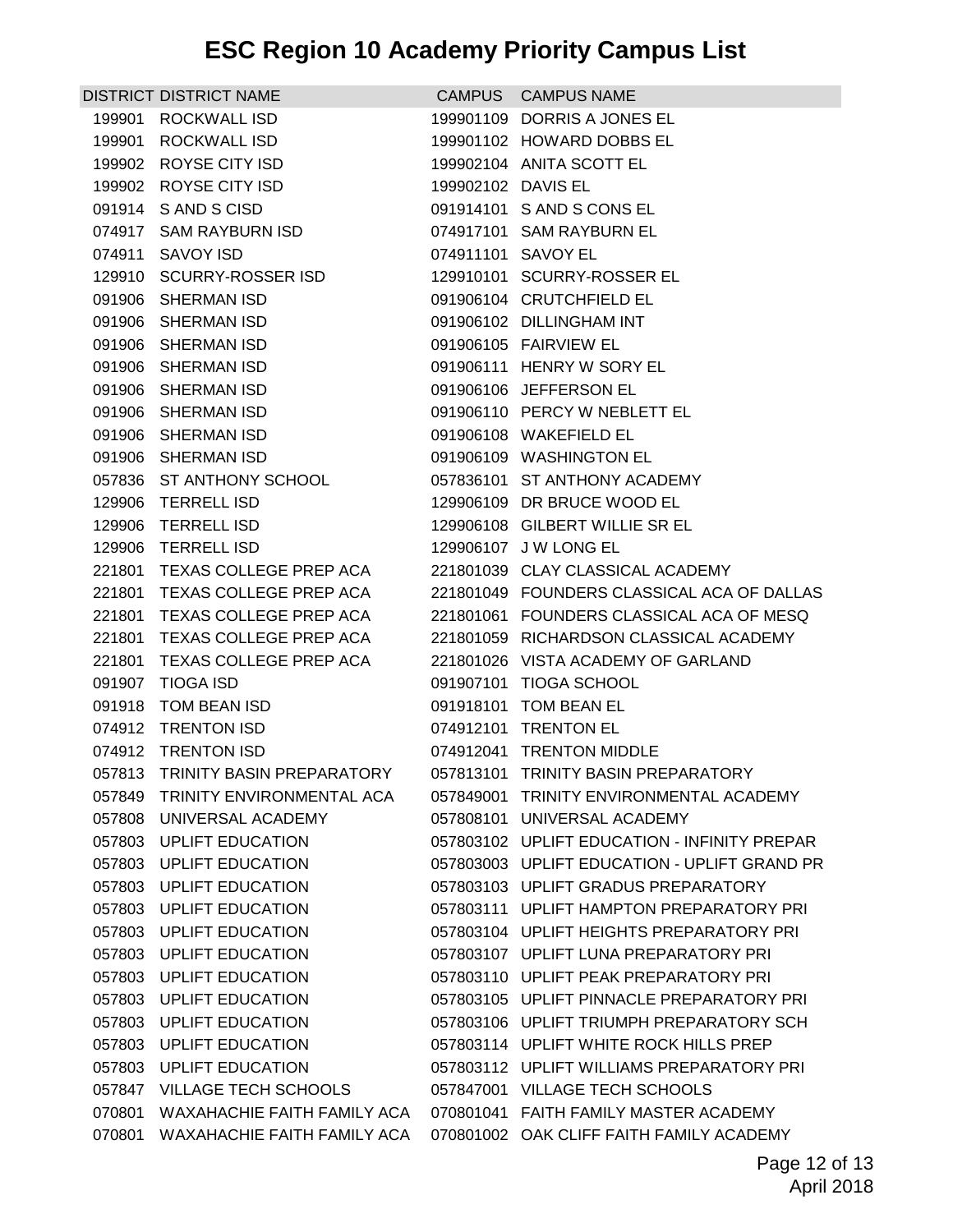# ESC Region 10 Academy Priority Campus List

| DISTRICT | DISTRICT NAME | CAMPUS | CAMPUS NAME |
|---|---|---|---|
| 199901 | ROCKWALL ISD | 199901109 | DORRIS A JONES EL |
| 199901 | ROCKWALL ISD | 199901102 | HOWARD DOBBS EL |
| 199902 | ROYSE CITY ISD | 199902104 | ANITA SCOTT EL |
| 199902 | ROYSE CITY ISD | 199902102 | DAVIS EL |
| 091914 | S AND S CISD | 091914101 | S AND S CONS EL |
| 074917 | SAM RAYBURN ISD | 074917101 | SAM RAYBURN EL |
| 074911 | SAVOY ISD | 074911101 | SAVOY EL |
| 129910 | SCURRY-ROSSER ISD | 129910101 | SCURRY-ROSSER EL |
| 091906 | SHERMAN ISD | 091906104 | CRUTCHFIELD EL |
| 091906 | SHERMAN ISD | 091906102 | DILLINGHAM INT |
| 091906 | SHERMAN ISD | 091906105 | FAIRVIEW EL |
| 091906 | SHERMAN ISD | 091906111 | HENRY W SORY EL |
| 091906 | SHERMAN ISD | 091906106 | JEFFERSON EL |
| 091906 | SHERMAN ISD | 091906110 | PERCY W NEBLETT EL |
| 091906 | SHERMAN ISD | 091906108 | WAKEFIELD EL |
| 091906 | SHERMAN ISD | 091906109 | WASHINGTON EL |
| 057836 | ST ANTHONY SCHOOL | 057836101 | ST ANTHONY ACADEMY |
| 129906 | TERRELL ISD | 129906109 | DR BRUCE WOOD EL |
| 129906 | TERRELL ISD | 129906108 | GILBERT WILLIE SR EL |
| 129906 | TERRELL ISD | 129906107 | J W LONG EL |
| 221801 | TEXAS COLLEGE PREP ACA | 221801039 | CLAY CLASSICAL ACADEMY |
| 221801 | TEXAS COLLEGE PREP ACA | 221801049 | FOUNDERS CLASSICAL ACA OF DALLAS |
| 221801 | TEXAS COLLEGE PREP ACA | 221801061 | FOUNDERS CLASSICAL ACA OF MESQ |
| 221801 | TEXAS COLLEGE PREP ACA | 221801059 | RICHARDSON CLASSICAL ACADEMY |
| 221801 | TEXAS COLLEGE PREP ACA | 221801026 | VISTA ACADEMY OF GARLAND |
| 091907 | TIOGA ISD | 091907101 | TIOGA SCHOOL |
| 091918 | TOM BEAN ISD | 091918101 | TOM BEAN EL |
| 074912 | TRENTON ISD | 074912101 | TRENTON EL |
| 074912 | TRENTON ISD | 074912041 | TRENTON MIDDLE |
| 057813 | TRINITY BASIN PREPARATORY | 057813101 | TRINITY BASIN PREPARATORY |
| 057849 | TRINITY ENVIRONMENTAL ACA | 057849001 | TRINITY ENVIRONMENTAL ACADEMY |
| 057808 | UNIVERSAL ACADEMY | 057808101 | UNIVERSAL ACADEMY |
| 057803 | UPLIFT EDUCATION | 057803102 | UPLIFT EDUCATION - INFINITY PREPAR |
| 057803 | UPLIFT EDUCATION | 057803003 | UPLIFT EDUCATION - UPLIFT GRAND PR |
| 057803 | UPLIFT EDUCATION | 057803103 | UPLIFT GRADUS PREPARATORY |
| 057803 | UPLIFT EDUCATION | 057803111 | UPLIFT HAMPTON PREPARATORY PRI |
| 057803 | UPLIFT EDUCATION | 057803104 | UPLIFT HEIGHTS PREPARATORY PRI |
| 057803 | UPLIFT EDUCATION | 057803107 | UPLIFT LUNA PREPARATORY PRI |
| 057803 | UPLIFT EDUCATION | 057803110 | UPLIFT PEAK PREPARATORY PRI |
| 057803 | UPLIFT EDUCATION | 057803105 | UPLIFT PINNACLE PREPARATORY PRI |
| 057803 | UPLIFT EDUCATION | 057803106 | UPLIFT TRIUMPH PREPARATORY SCH |
| 057803 | UPLIFT EDUCATION | 057803114 | UPLIFT WHITE ROCK HILLS PREP |
| 057803 | UPLIFT EDUCATION | 057803112 | UPLIFT WILLIAMS PREPARATORY PRI |
| 057847 | VILLAGE TECH SCHOOLS | 057847001 | VILLAGE TECH SCHOOLS |
| 070801 | WAXAHACHIE FAITH FAMILY ACA | 070801041 | FAITH FAMILY MASTER ACADEMY |
| 070801 | WAXAHACHIE FAITH FAMILY ACA | 070801002 | OAK CLIFF FAITH FAMILY ACADEMY |

April 2018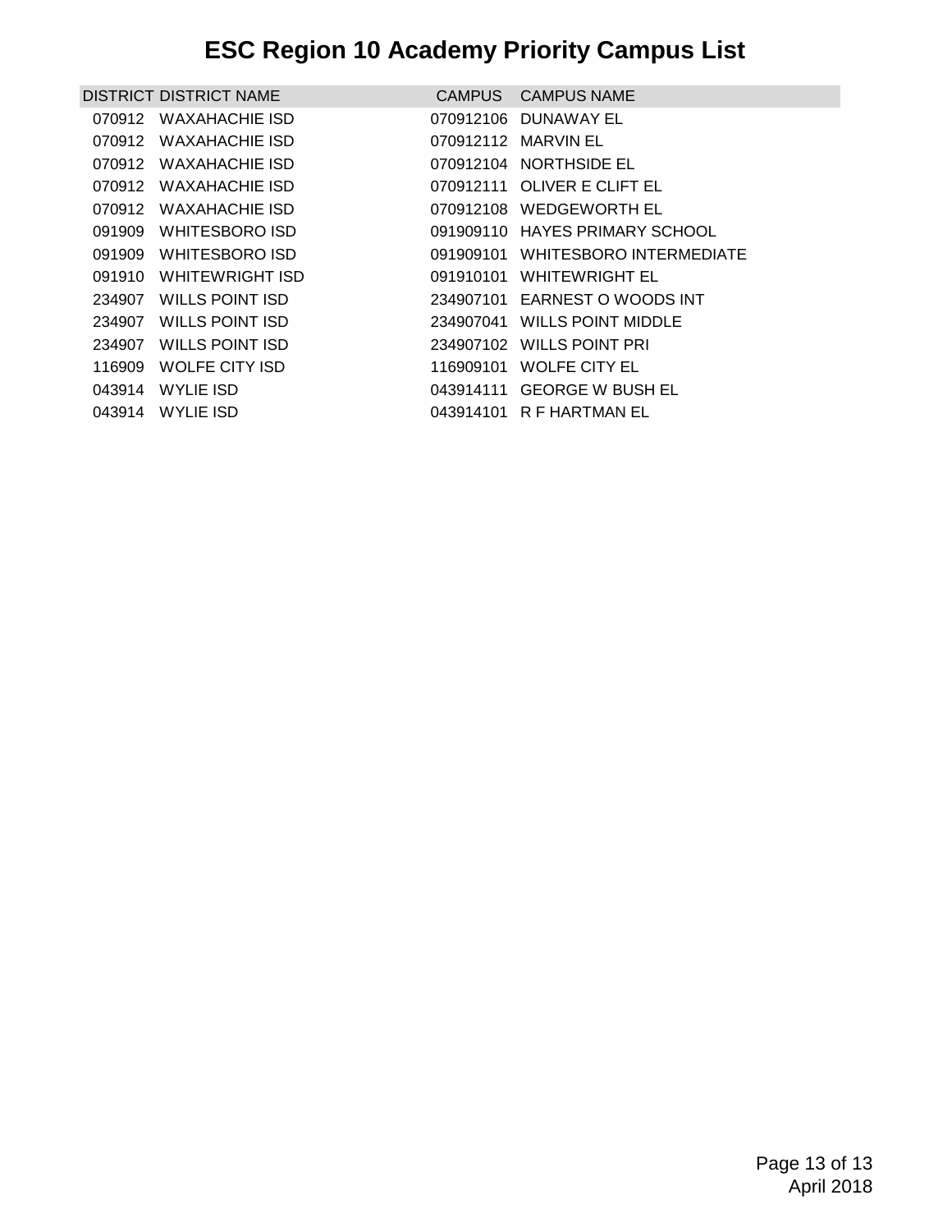# ESC Region 10 Academy Priority Campus List

| DISTRICT | DISTRICT NAME | CAMPUS | CAMPUS NAME |
|---|---|---|---|
| 070912 | WAXAHACHIE ISD | 070912106 | DUNAWAY EL |
| 070912 | WAXAHACHIE ISD | 070912112 | MARVIN EL |
| 070912 | WAXAHACHIE ISD | 070912104 | NORTHSIDE EL |
| 070912 | WAXAHACHIE ISD | 070912111 | OLIVER E CLIFT EL |
| 070912 | WAXAHACHIE ISD | 070912108 | WEDGEWORTH EL |
| 091909 | WHITESBORO ISD | 091909110 | HAYES PRIMARY SCHOOL |
| 091909 | WHITESBORO ISD | 091909101 | WHITESBORO INTERMEDIATE |
| 091910 | WHITEWRIGHT ISD | 091910101 | WHITEWRIGHT EL |
| 234907 | WILLS POINT ISD | 234907101 | EARNEST O WOODS INT |
| 234907 | WILLS POINT ISD | 234907041 | WILLS POINT MIDDLE |
| 234907 | WILLS POINT ISD | 234907102 | WILLS POINT PRI |
| 116909 | WOLFE CITY ISD | 116909101 | WOLFE CITY EL |
| 043914 | WYLIE ISD | 043914111 | GEORGE W BUSH EL |
| 043914 | WYLIE ISD | 043914101 | R F HARTMAN EL |

April 2018